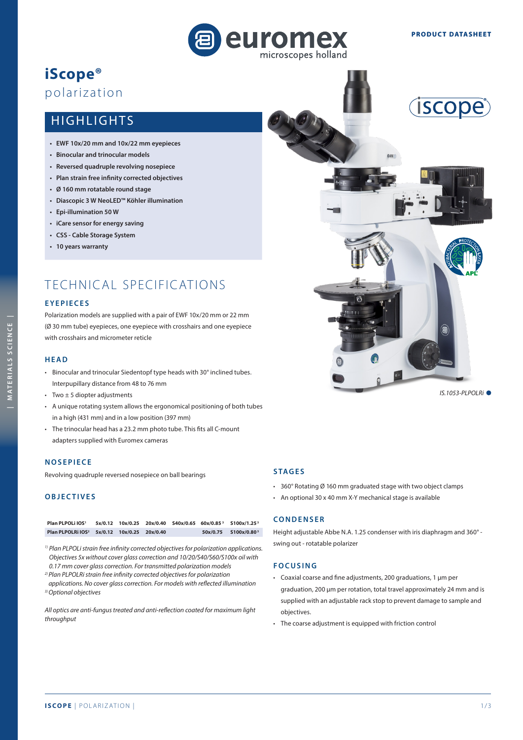PRODUCT DATASHEET

# iScope®

## polarization

## HIGHLIGHTS

- **EWF 10x/20 mm and 10x/22 mm eyepieces**
- **Binocular and trinocular models**
- **Reversed quadruple revolving nosepiece**
- **Plan strain free infinity corrected objectives**
- **Ø 160 mm rotatable round stage**
- **Diascopic 3 W NeoLED™ Köhler illumination**
- **Epi-illumination 50 W**
- **iCare sensor for energy saving**
- **CSS - Cable Storage System**
- **10 years warranty**

IS.1053-PLPOLRi

## TECHNICAL SPECIFICATIONS

### EYEPIECES

Polarization models are supplied with a pair of EWF 10x/20 mm or 22 mm (Ø 30 mm tube) eyepieces, one eyepiece with crosshairs and one eyepiece with crosshairs and micrometer reticle

### HEAD

- Binocular and trinocular Siedentopf type heads with 30° inclined tubes. Interpupillary distance from 48 to 76 mm
- Two ± 5 diopter adjustments
- A unique rotating system allows the ergonomical positioning of both tubes in a high (431 mm) and in a low position (397 mm)
- The trinocular head has a 23.2 mm photo tube. This fits all C-mount adapters supplied with Euromex cameras

### NOSEPIECE

Revolving quadruple reversed nosepiece on ball bearings

### OBJECTIVES

| | | | | | | |
|---|---|---|---|---|---|---|
| Plan PLPOLi IOS[1] | 5x/0.12 | 10x/0.25 | 20x/0.40 | S40x/0.65 | 60x/0.85[3] | S100x/1.25[3] |
| Plan PLPOLRi IOS[2] | 5x/0.12 | 10x/0.25 | 20x/0.40 | | 50x/0.75 | S100x/0.80[3] |

*[1] Plan PLPOLi strain free infinity corrected objectives for polarization applications. Objectives 5x without cover glass correction and 10/20/S40/S60/S100x oil with 0.17 mm cover glass correction. For transmitted polarization models*
*[2] Plan PLPOLRi strain free infinity corrected objectives for polarization applications. No cover glass correction. For models with reflected illumination*
*[3] Optional objectives*

*All optics are anti-fungus treated and anti-reflection coated for maximum light throughput*

### STAGES

- 360° Rotating Ø 160 mm graduated stage with two object clamps
- An optional 30 x 40 mm X-Y mechanical stage is available

### CONDENSER

Height adjustable Abbe N.A. 1.25 condenser with iris diaphragm and 360° - swing out - rotatable polarizer

### FOCUSING

- Coaxial coarse and fine adjustments, 200 graduations, 1 µm per graduation, 200 µm per rotation, total travel approximately 24 mm and is supplied with an adjustable rack stop to prevent damage to sample and objectives.
- The coarse adjustment is equipped with friction control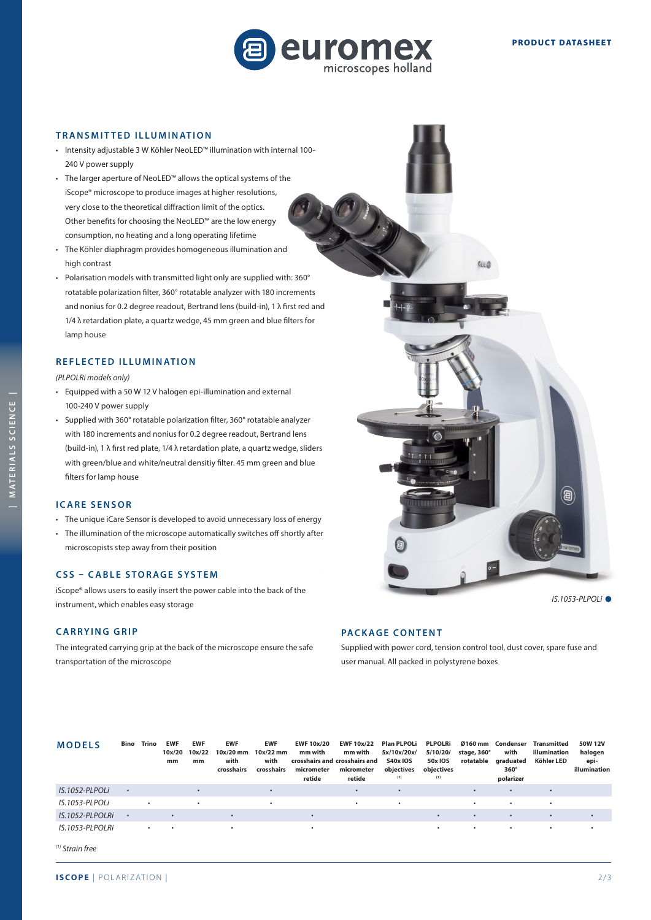## TRANSMITTED ILLUMINATION

- Intensity adjustable 3 W Köhler NeoLED™ illumination with internal 100-240 V power supply
- The larger aperture of NeoLED™ allows the optical systems of the iScope® microscope to produce images at higher resolutions, very close to the theoretical diffraction limit of the optics. Other benefits for choosing the NeoLED™ are the low energy consumption, no heating and a long operating lifetime
- The Köhler diaphragm provides homogeneous illumination and high contrast
- Polarisation models with transmitted light only are supplied with: 360° rotatable polarization filter, 360° rotatable analyzer with 180 increments and nonius for 0.2 degree readout, Bertrand lens (build-in), 1 λ first red and 1/4 λ retardation plate, a quartz wedge, 45 mm green and blue filters for lamp house

## REFLECTED ILLUMINATION

*(PLPOLRi models only)*

- Equipped with a 50 W 12 V halogen epi-illumination and external 100-240 V power supply
- Supplied with 360° rotatable polarization filter, 360° rotatable analyzer with 180 increments and nonius for 0.2 degree readout, Bertrand lens (build-in), 1 λ first red plate, 1/4 λ retardation plate, a quartz wedge, sliders with green/blue and white/neutral densitiy filter. 45 mm green and blue filters for lamp house

## ICARE SENSOR

- The unique iCare Sensor is developed to avoid unnecessary loss of energy
- The illumination of the microscope automatically switches off shortly after microscopists step away from their position

## CSS – CABLE STORAGE SYSTEM

iScope® allows users to easily insert the power cable into the back of the instrument, which enables easy storage

## CARRYING GRIP

The integrated carrying grip at the back of the microscope ensure the safe transportation of the microscope

*IS.1053-PLPOLi*

## PACKAGE CONTENT

Supplied with power cord, tension control tool, dust cover, spare fuse and user manual. All packed in polystyrene boxes

## MODELS

| MODELS | Bino | Trino | EWF 10x/20 mm | EWF 10x/22 mm | EWF 10x/20 mm with crosshairs | EWF 10x/22 mm with crosshairs | EWF 10x/20 mm with crosshairs and micrometer retide | EWF 10x/22 mm with crosshairs and micrometer retide | Plan PLPOLi 5x/10x/20x/S40x IOS objectives (1) | PLPOLRi 5/10/20/50x IOS objectives (1) | Ø160 mm stage, 360° rotatable | Condenser with graduated 360° polarizer | Transmitted illumination Köhler LED | 50W 12V halogen epi-illumination |
|---|---|---|---|---|---|---|---|---|---|---|---|---|---|---|
| IS.1052-PLPOLi | • | | | • | | • | | • | • | | • | • | • | |
| IS.1053-PLPOLi | | • | | • | | • | | • | • | | • | • | • | |
| IS.1052-PLPOLRi | • | | • | | • | | • | | | • | • | • | • | • |
| IS.1053-PLPOLRi | | • | • | | • | | • | | | • | • | • | • | • |

*(1) Strain free*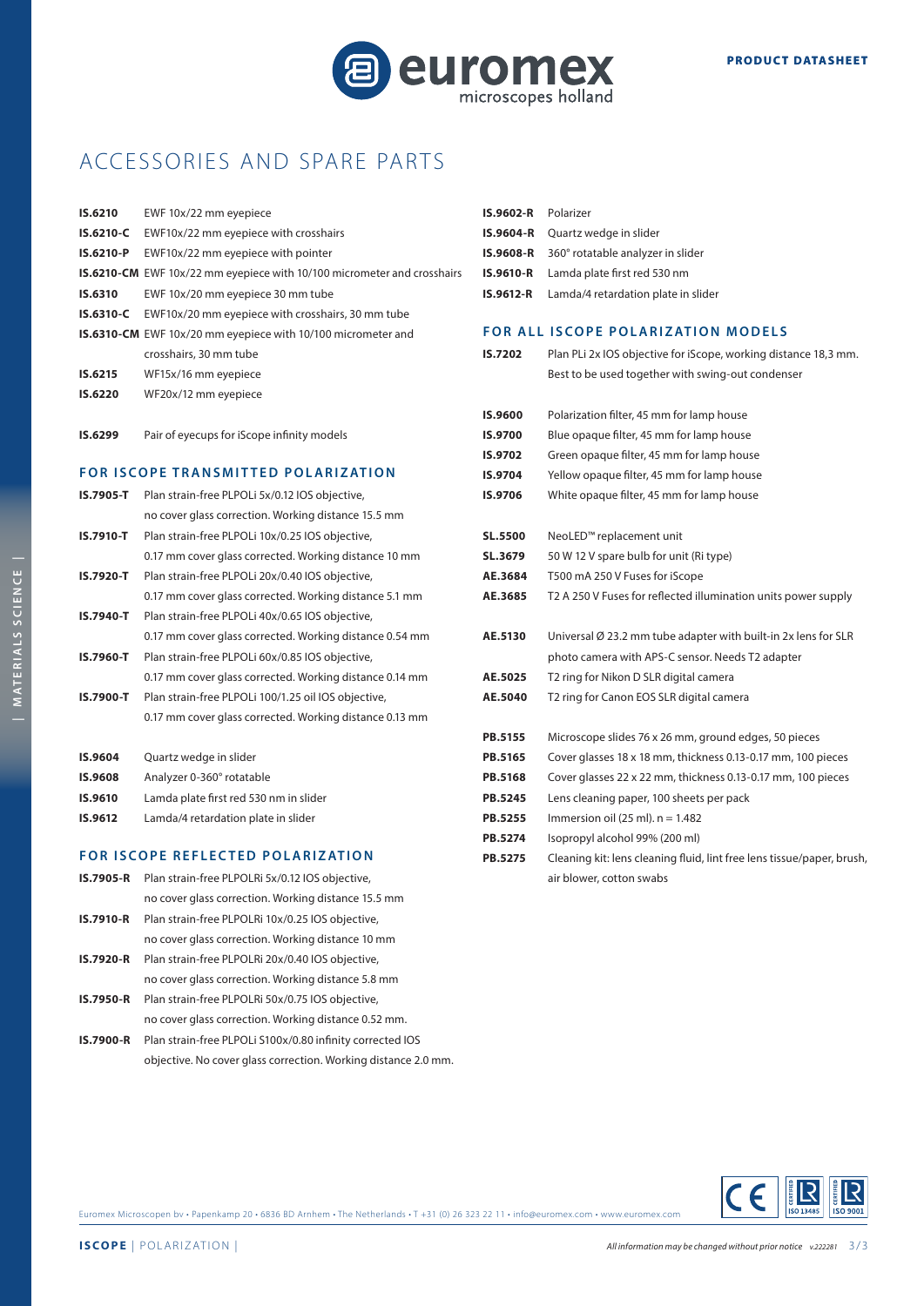# ACCESSORIES AND SPARE PARTS

| | |
|---|---|
| **IS.6210** | EWF 10x/22 mm eyepiece |
| **IS.6210-C** | EWF10x/22 mm eyepiece with crosshairs |
| **IS.6210-P** | EWF10x/22 mm eyepiece with pointer |
| **IS.6210-CM** | EWF 10x/22 mm eyepiece with 10/100 micrometer and crosshairs |
| **IS.6310** | EWF 10x/20 mm eyepiece 30 mm tube |
| **IS.6310-C** | EWF10x/20 mm eyepiece with crosshairs, 30 mm tube |
| **IS.6310-CM** | EWF 10x/20 mm eyepiece with 10/100 micrometer and crosshairs, 30 mm tube |
| **IS.6215** | WF15x/16 mm eyepiece |
| **IS.6220** | WF20x/12 mm eyepiece |
| **IS.6299** | Pair of eyecups for iScope infinity models |

## FOR ISCOPE TRANSMITTED POLARIZATION

| | |
|---|---|
| **IS.7905-T** | Plan strain-free PLPOLi 5x/0.12 IOS objective, no cover glass correction. Working distance 15.5 mm |
| **IS.7910-T** | Plan strain-free PLPOLi 10x/0.25 IOS objective, 0.17 mm cover glass corrected. Working distance 10 mm |
| **IS.7920-T** | Plan strain-free PLPOLi 20x/0.40 IOS objective, 0.17 mm cover glass corrected. Working distance 5.1 mm |
| **IS.7940-T** | Plan strain-free PLPOLi 40x/0.65 IOS objective, 0.17 mm cover glass corrected. Working distance 0.54 mm |
| **IS.7960-T** | Plan strain-free PLPOLi 60x/0.85 IOS objective, 0.17 mm cover glass corrected. Working distance 0.14 mm |
| **IS.7900-T** | Plan strain-free PLPOLi 100/1.25 oil IOS objective, 0.17 mm cover glass corrected. Working distance 0.13 mm |
| **IS.9604** | Quartz wedge in slider |
| **IS.9608** | Analyzer 0-360° rotatable |
| **IS.9610** | Lamda plate first red 530 nm in slider |
| **IS.9612** | Lamda/4 retardation plate in slider |

## FOR ISCOPE REFLECTED POLARIZATION

| | |
|---|---|
| **IS.7905-R** | Plan strain-free PLPOLRi 5x/0.12 IOS objective, no cover glass correction. Working distance 15.5 mm |
| **IS.7910-R** | Plan strain-free PLPOLRi 10x/0.25 IOS objective, no cover glass correction. Working distance 10 mm |
| **IS.7920-R** | Plan strain-free PLPOLRi 20x/0.40 IOS objective, no cover glass correction. Working distance 5.8 mm |
| **IS.7950-R** | Plan strain-free PLPOLRi 50x/0.75 IOS objective, no cover glass correction. Working distance 0.52 mm. |
| **IS.7900-R** | Plan strain-free PLPOLi S100x/0.80 infinity corrected IOS objective. No cover glass correction. Working distance 2.0 mm. |
| **IS.9602-R** | Polarizer |
| **IS.9604-R** | Quartz wedge in slider |
| **IS.9608-R** | 360° rotatable analyzer in slider |
| **IS.9610-R** | Lamda plate first red 530 nm |
| **IS.9612-R** | Lamda/4 retardation plate in slider |

## FOR ALL ISCOPE POLARIZATION MODELS

| | |
|---|---|
| **IS.7202** | Plan PLi 2x IOS objective for iScope, working distance 18,3 mm. Best to be used together with swing-out condenser |
| **IS.9600** | Polarization filter, 45 mm for lamp house |
| **IS.9700** | Blue opaque filter, 45 mm for lamp house |
| **IS.9702** | Green opaque filter, 45 mm for lamp house |
| **IS.9704** | Yellow opaque filter, 45 mm for lamp house |
| **IS.9706** | White opaque filter, 45 mm for lamp house |
| **SL.5500** | NeoLED™ replacement unit |
| **SL.3679** | 50 W 12 V spare bulb for unit (Ri type) |
| **AE.3684** | T500 mA 250 V Fuses for iScope |
| **AE.3685** | T2 A 250 V Fuses for reflected illumination units power supply |
| **AE.5130** | Universal Ø 23.2 mm tube adapter with built-in 2x lens for SLR photo camera with APS-C sensor. Needs T2 adapter |
| **AE.5025** | T2 ring for Nikon D SLR digital camera |
| **AE.5040** | T2 ring for Canon EOS SLR digital camera |
| **PB.5155** | Microscope slides 76 x 26 mm, ground edges, 50 pieces |
| **PB.5165** | Cover glasses 18 x 18 mm, thickness 0.13-0.17 mm, 100 pieces |
| **PB.5168** | Cover glasses 22 x 22 mm, thickness 0.13-0.17 mm, 100 pieces |
| **PB.5245** | Lens cleaning paper, 100 sheets per pack |
| **PB.5255** | Immersion oil (25 ml). n = 1.482 |
| **PB.5274** | Isopropyl alcohol 99% (200 ml) |
| **PB.5275** | Cleaning kit: lens cleaning fluid, lint free lens tissue/paper, brush, air blower, cotton swabs |

Euromex Microscopen bv • Papenkamp 20 • 6836 BD Arnhem • The Netherlands • T +31 (0) 26 323 22 11 • info@euromex.com • www.euromex.com

*All information may be changed without prior notice v.222281*